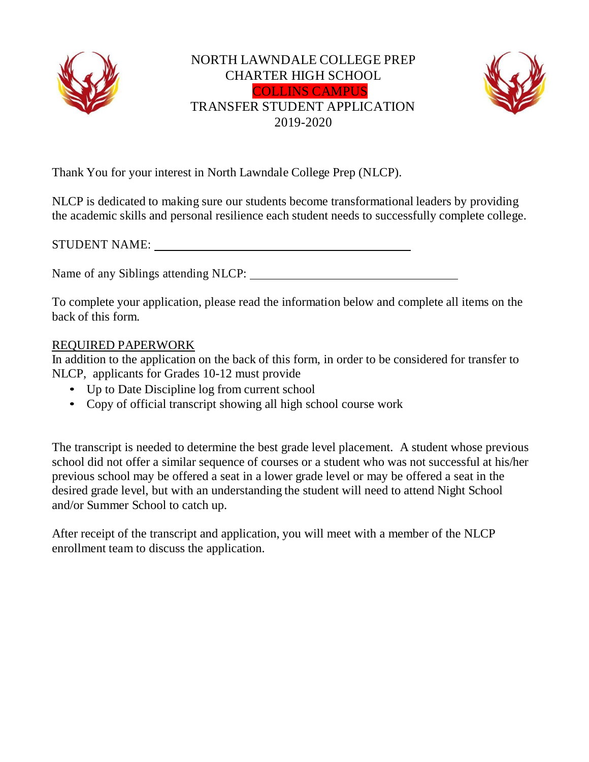# NORTH LAWNDALE COLLEGE PREP CHARTER HIGH SCHOOL

## COLLINS CAMPUS

## TRANSFER STUDENT APPLICATION

## 2019-2020

Thank You for your interest in North Lawndale College Prep (NLCP).

NLCP is dedicated to making sure our students become transformational leaders by providing the academic skills and personal resilience each student needs to successfully complete college.

STUDENT NAME: ______________________________________________

Name of any Siblings attending NLCP: ____________________________________

To complete your application, please read the information below and complete all items on the back of this form.

REQUIRED PAPERWORK

In addition to the application on the back of this form, in order to be considered for transfer to NLCP, applicants for Grades 10-12 must provide

- Up to Date Discipline log from current school
- Copy of official transcript showing all high school course work

The transcript is needed to determine the best grade level placement. A student whose previous school did not offer a similar sequence of courses or a student who was not successful at his/her previous school may be offered a seat in a lower grade level or may be offered a seat in the desired grade level, but with an understanding the student will need to attend Night School and/or Summer School to catch up.

After receipt of the transcript and application, you will meet with a member of the NLCP enrollment team to discuss the application.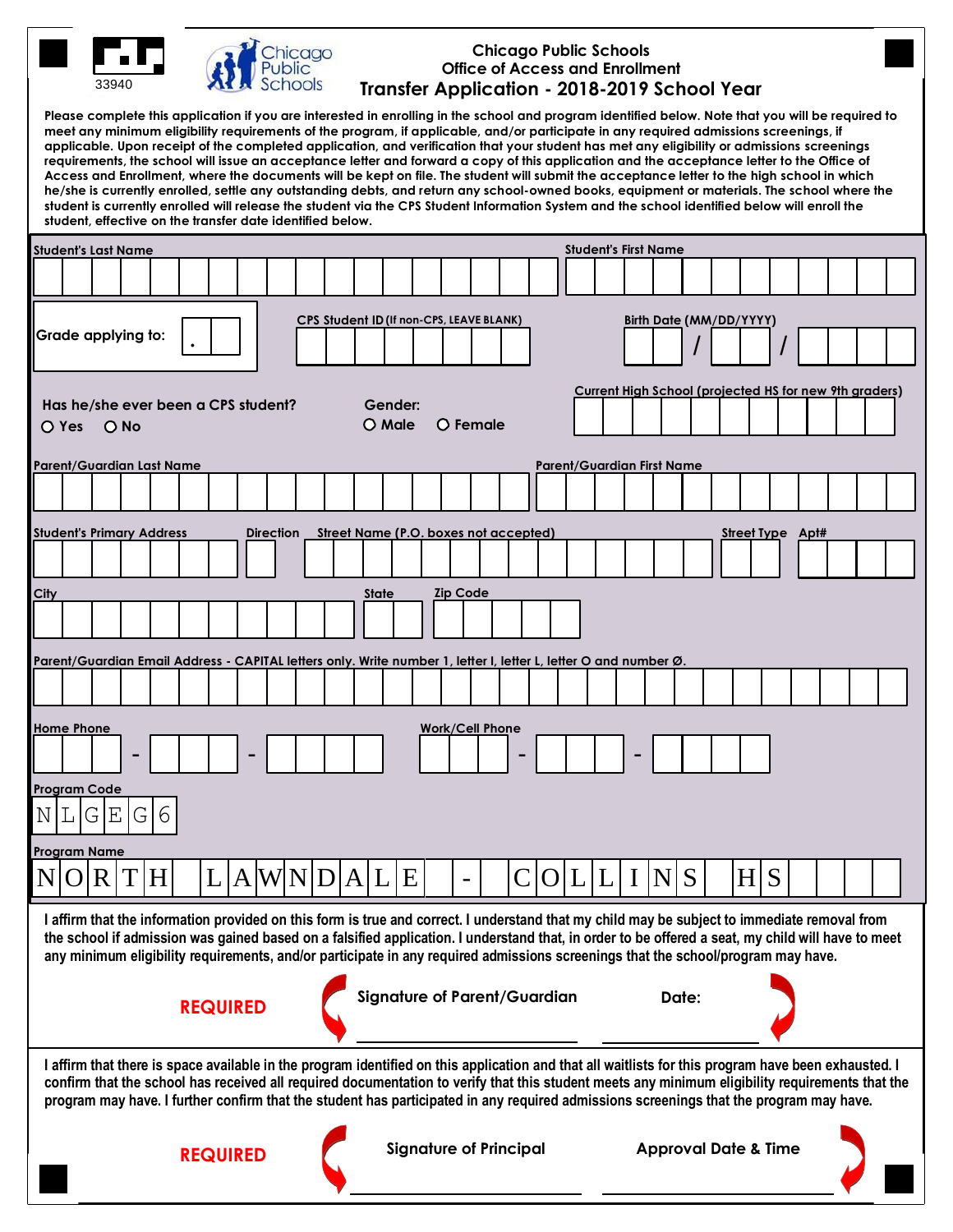33940

Chicago Public Schools
Office of Access and Enrollment

# Transfer Application - 2018-2019 School Year

**Please complete this application if you are interested in enrolling in the school and program identified below. Note that you will be required to meet any minimum eligibility requirements of the program, if applicable, and/or participate in any required admissions screenings, if applicable. Upon receipt of the completed application, and verification that your student has met any eligibility or admissions screenings requirements, the school will issue an acceptance letter and forward a copy of this application and the acceptance letter to the Office of Access and Enrollment, where the documents will be kept on file. The student will submit the acceptance letter to the high school in which he/she is currently enrolled, settle any outstanding debts, and return any school-owned books, equipment or materials. The school where the student is currently enrolled will release the student via the CPS Student Information System and the school identified below will enroll the student, effective on the transfer date identified below.**

**Student's Last Name** ______________________ **Student's First Name** ______________________

**Grade applying to:** ____

**CPS Student ID (If non-CPS, LEAVE BLANK)** ______________________

**Birth Date (MM/DD/YYYY)** ___ / ___ / ______

**Has he/she ever been a CPS student?**
○ Yes ○ No

**Gender:**
○ Male ○ Female

**Current High School (projected HS for new 9th graders)** ______________________

**Parent/Guardian Last Name** ______________________ **Parent/Guardian First Name** ______________________

**Student's Primary Address** ________ **Direction** ___ **Street Name (P.O. boxes not accepted)** ______________________ **Street Type** ___ **Apt#** ___

**City** ______________________ **State** ___ **Zip Code** ________

**Parent/Guardian Email Address - CAPITAL letters only. Write number 1, letter I, letter L, letter O and number Ø.**
______________________

**Home Phone** ___ - ___ - ____ **Work/Cell Phone** ___ - ___ - ____

**Program Code**
NLGEG6

**Program Name**
NORTH LAWNDALE - COLLINS HS

**I affirm that the information provided on this form is true and correct. I understand that my child may be subject to immediate removal from the school if admission was gained based on a falsified application. I understand that, in order to be offered a seat, my child will have to meet any minimum eligibility requirements, and/or participate in any required admissions screenings that the school/program may have.**

**REQUIRED** **Signature of Parent/Guardian** ______________________ **Date:** ______________

**I affirm that there is space available in the program identified on this application and that all waitlists for this program have been exhausted. I confirm that the school has received all required documentation to verify that this student meets any minimum eligibility requirements that the program may have. I further confirm that the student has participated in any required admissions screenings that the program may have.**

**REQUIRED** **Signature of Principal** ______________________ **Approval Date & Time** ______________